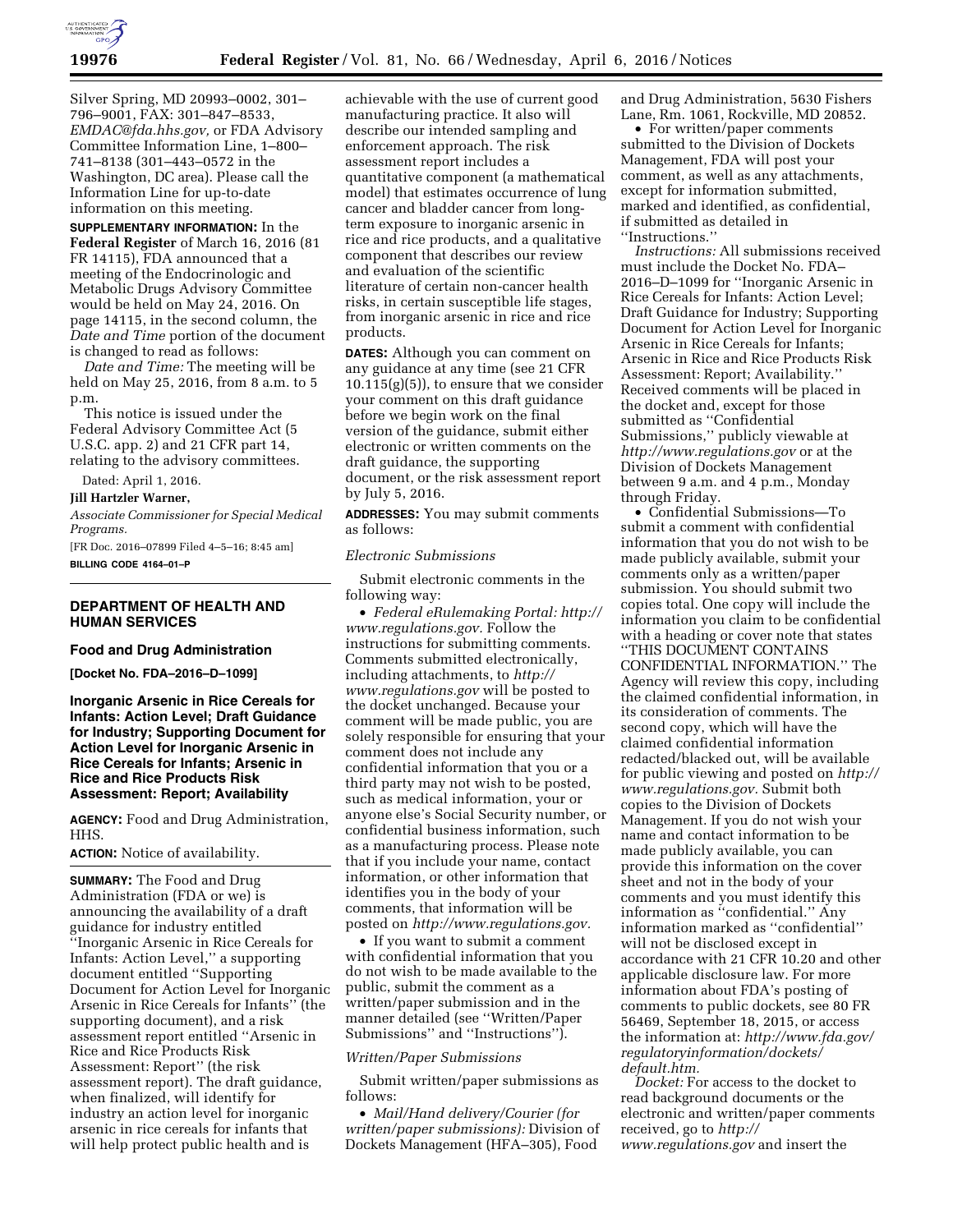Silver Spring, MD 20993–0002, 301–796–9001, FAX: 301–847–8533, *EMDAC@fda.hhs.gov,* or FDA Advisory Committee Information Line, 1–800–741–8138 (301–443–0572 in the Washington, DC area). Please call the Information Line for up-to-date information on this meeting.

**SUPPLEMENTARY INFORMATION:** In the **Federal Register** of March 16, 2016 (81 FR 14115), FDA announced that a meeting of the Endocrinologic and Metabolic Drugs Advisory Committee would be held on May 24, 2016. On page 14115, in the second column, the *Date and Time* portion of the document is changed to read as follows:

*Date and Time:* The meeting will be held on May 25, 2016, from 8 a.m. to 5 p.m.

This notice is issued under the Federal Advisory Committee Act (5 U.S.C. app. 2) and 21 CFR part 14, relating to the advisory committees.

Dated: April 1, 2016.

**Jill Hartzler Warner,**

*Associate Commissioner for Special Medical Programs.*

[FR Doc. 2016–07899 Filed 4–5–16; 8:45 am]

**BILLING CODE 4164–01–P**

---

## DEPARTMENT OF HEALTH AND HUMAN SERVICES

### Food and Drug Administration

**[Docket No. FDA–2016–D–1099]**

### Inorganic Arsenic in Rice Cereals for Infants: Action Level; Draft Guidance for Industry; Supporting Document for Action Level for Inorganic Arsenic in Rice Cereals for Infants; Arsenic in Rice and Rice Products Risk Assessment: Report; Availability

**AGENCY:** Food and Drug Administration, HHS.

**ACTION:** Notice of availability.

**SUMMARY:** The Food and Drug Administration (FDA or we) is announcing the availability of a draft guidance for industry entitled ''Inorganic Arsenic in Rice Cereals for Infants: Action Level,'' a supporting document entitled ''Supporting Document for Action Level for Inorganic Arsenic in Rice Cereals for Infants'' (the supporting document), and a risk assessment report entitled ''Arsenic in Rice and Rice Products Risk Assessment: Report'' (the risk assessment report). The draft guidance, when finalized, will identify for industry an action level for inorganic arsenic in rice cereals for infants that will help protect public health and is achievable with the use of current good manufacturing practice. It also will describe our intended sampling and enforcement approach. The risk assessment report includes a quantitative component (a mathematical model) that estimates occurrence of lung cancer and bladder cancer from long-term exposure to inorganic arsenic in rice and rice products, and a qualitative component that describes our review and evaluation of the scientific literature of certain non-cancer health risks, in certain susceptible life stages, from inorganic arsenic in rice and rice products.

**DATES:** Although you can comment on any guidance at any time (see 21 CFR 10.115(g)(5)), to ensure that we consider your comment on this draft guidance before we begin work on the final version of the guidance, submit either electronic or written comments on the draft guidance, the supporting document, or the risk assessment report by July 5, 2016.

**ADDRESSES:** You may submit comments as follows:

*Electronic Submissions*

Submit electronic comments in the following way:

- *Federal eRulemaking Portal: http://www.regulations.gov.* Follow the instructions for submitting comments. Comments submitted electronically, including attachments, to *http://www.regulations.gov* will be posted to the docket unchanged. Because your comment will be made public, you are solely responsible for ensuring that your comment does not include any confidential information that you or a third party may not wish to be posted, such as medical information, your or anyone else's Social Security number, or confidential business information, such as a manufacturing process. Please note that if you include your name, contact information, or other information that identifies you in the body of your comments, that information will be posted on *http://www.regulations.gov.*
- If you want to submit a comment with confidential information that you do not wish to be made available to the public, submit the comment as a written/paper submission and in the manner detailed (see ''Written/Paper Submissions'' and ''Instructions'').

*Written/Paper Submissions*

Submit written/paper submissions as follows:

- *Mail/Hand delivery/Courier (for written/paper submissions):* Division of Dockets Management (HFA–305), Food and Drug Administration, 5630 Fishers Lane, Rm. 1061, Rockville, MD 20852.
- For written/paper comments submitted to the Division of Dockets Management, FDA will post your comment, as well as any attachments, except for information submitted, marked and identified, as confidential, if submitted as detailed in ''Instructions.''

*Instructions:* All submissions received must include the Docket No. FDA–2016–D–1099 for ''Inorganic Arsenic in Rice Cereals for Infants: Action Level; Draft Guidance for Industry; Supporting Document for Action Level for Inorganic Arsenic in Rice Cereals for Infants; Arsenic in Rice and Rice Products Risk Assessment: Report; Availability.'' Received comments will be placed in the docket and, except for those submitted as ''Confidential Submissions,'' publicly viewable at *http://www.regulations.gov* or at the Division of Dockets Management between 9 a.m. and 4 p.m., Monday through Friday.

- Confidential Submissions—To submit a comment with confidential information that you do not wish to be made publicly available, submit your comments only as a written/paper submission. You should submit two copies total. One copy will include the information you claim to be confidential with a heading or cover note that states ''THIS DOCUMENT CONTAINS CONFIDENTIAL INFORMATION.'' The Agency will review this copy, including the claimed confidential information, in its consideration of comments. The second copy, which will have the claimed confidential information redacted/blacked out, will be available for public viewing and posted on *http://www.regulations.gov.* Submit both copies to the Division of Dockets Management. If you do not wish your name and contact information to be made publicly available, you can provide this information on the cover sheet and not in the body of your comments and you must identify this information as ''confidential.'' Any information marked as ''confidential'' will not be disclosed except in accordance with 21 CFR 10.20 and other applicable disclosure law. For more information about FDA's posting of comments to public dockets, see 80 FR 56469, September 18, 2015, or access the information at: *http://www.fda.gov/regulatoryinformation/dockets/default.htm.*

*Docket:* For access to the docket to read background documents or the electronic and written/paper comments received, go to *http://www.regulations.gov* and insert the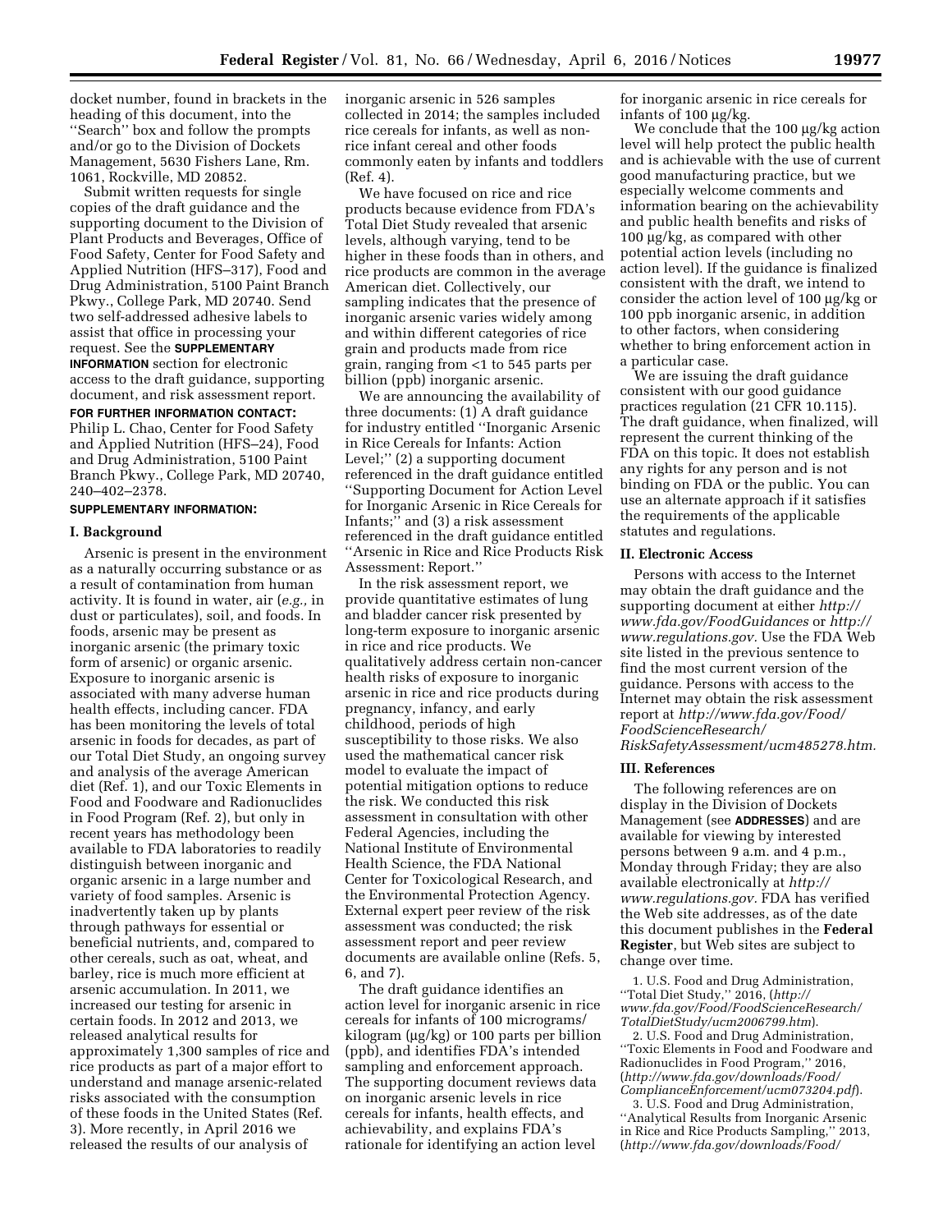docket number, found in brackets in the heading of this document, into the "Search" box and follow the prompts and/or go to the Division of Dockets Management, 5630 Fishers Lane, Rm. 1061, Rockville, MD 20852.

Submit written requests for single copies of the draft guidance and the supporting document to the Division of Plant Products and Beverages, Office of Food Safety, Center for Food Safety and Applied Nutrition (HFS–317), Food and Drug Administration, 5100 Paint Branch Pkwy., College Park, MD 20740. Send two self-addressed adhesive labels to assist that office in processing your request. See the **SUPPLEMENTARY INFORMATION** section for electronic access to the draft guidance, supporting document, and risk assessment report.

**FOR FURTHER INFORMATION CONTACT:** Philip L. Chao, Center for Food Safety and Applied Nutrition (HFS–24), Food and Drug Administration, 5100 Paint Branch Pkwy., College Park, MD 20740, 240–402–2378.

**SUPPLEMENTARY INFORMATION:**

## I. Background

Arsenic is present in the environment as a naturally occurring substance or as a result of contamination from human activity. It is found in water, air (*e.g.,* in dust or particulates), soil, and foods. In foods, arsenic may be present as inorganic arsenic (the primary toxic form of arsenic) or organic arsenic. Exposure to inorganic arsenic is associated with many adverse human health effects, including cancer. FDA has been monitoring the levels of total arsenic in foods for decades, as part of our Total Diet Study, an ongoing survey and analysis of the average American diet (Ref. 1), and our Toxic Elements in Food and Foodware and Radionuclides in Food Program (Ref. 2), but only in recent years has methodology been available to FDA laboratories to readily distinguish between inorganic and organic arsenic in a large number and variety of food samples. Arsenic is inadvertently taken up by plants through pathways for essential or beneficial nutrients, and, compared to other cereals, such as oat, wheat, and barley, rice is much more efficient at arsenic accumulation. In 2011, we increased our testing for arsenic in certain foods. In 2012 and 2013, we released analytical results for approximately 1,300 samples of rice and rice products as part of a major effort to understand and manage arsenic-related risks associated with the consumption of these foods in the United States (Ref. 3). More recently, in April 2016 we released the results of our analysis of inorganic arsenic in 526 samples collected in 2014; the samples included rice cereals for infants, as well as non-rice infant cereal and other foods commonly eaten by infants and toddlers (Ref. 4).

We have focused on rice and rice products because evidence from FDA's Total Diet Study revealed that arsenic levels, although varying, tend to be higher in these foods than in others, and rice products are common in the average American diet. Collectively, our sampling indicates that the presence of inorganic arsenic varies widely among and within different categories of rice grain and products made from rice grain, ranging from <1 to 545 parts per billion (ppb) inorganic arsenic.

We are announcing the availability of three documents: (1) A draft guidance for industry entitled "Inorganic Arsenic in Rice Cereals for Infants: Action Level;" (2) a supporting document referenced in the draft guidance entitled "Supporting Document for Action Level for Inorganic Arsenic in Rice Cereals for Infants;" and (3) a risk assessment referenced in the draft guidance entitled "Arsenic in Rice and Rice Products Risk Assessment: Report."

In the risk assessment report, we provide quantitative estimates of lung and bladder cancer risk presented by long-term exposure to inorganic arsenic in rice and rice products. We qualitatively address certain non-cancer health risks of exposure to inorganic arsenic in rice and rice products during pregnancy, infancy, and early childhood, periods of high susceptibility to those risks. We also used the mathematical cancer risk model to evaluate the impact of potential mitigation options to reduce the risk. We conducted this risk assessment in consultation with other Federal Agencies, including the National Institute of Environmental Health Science, the FDA National Center for Toxicological Research, and the Environmental Protection Agency. External expert peer review of the risk assessment was conducted; the risk assessment report and peer review documents are available online (Refs. 5, 6, and 7).

The draft guidance identifies an action level for inorganic arsenic in rice cereals for infants of 100 micrograms/kilogram (µg/kg) or 100 parts per billion (ppb), and identifies FDA's intended sampling and enforcement approach. The supporting document reviews data on inorganic arsenic levels in rice cereals for infants, health effects, and achievability, and explains FDA's rationale for identifying an action level for inorganic arsenic in rice cereals for infants of 100 µg/kg.

We conclude that the 100 µg/kg action level will help protect the public health and is achievable with the use of current good manufacturing practice, but we especially welcome comments and information bearing on the achievability and public health benefits and risks of 100 µg/kg, as compared with other potential action levels (including no action level). If the guidance is finalized consistent with the draft, we intend to consider the action level of 100 µg/kg or 100 ppb inorganic arsenic, in addition to other factors, when considering whether to bring enforcement action in a particular case.

We are issuing the draft guidance consistent with our good guidance practices regulation (21 CFR 10.115). The draft guidance, when finalized, will represent the current thinking of the FDA on this topic. It does not establish any rights for any person and is not binding on FDA or the public. You can use an alternate approach if it satisfies the requirements of the applicable statutes and regulations.

## II. Electronic Access

Persons with access to the Internet may obtain the draft guidance and the supporting document at either *http://www.fda.gov/FoodGuidances* or *http://www.regulations.gov.* Use the FDA Web site listed in the previous sentence to find the most current version of the guidance. Persons with access to the Internet may obtain the risk assessment report at *http://www.fda.gov/Food/FoodScienceResearch/RiskSafetyAssessment/ucm485278.htm.*

## III. References

The following references are on display in the Division of Dockets Management (see **ADDRESSES**) and are available for viewing by interested persons between 9 a.m. and 4 p.m., Monday through Friday; they are also available electronically at *http://www.regulations.gov.* FDA has verified the Web site addresses, as of the date this document publishes in the **Federal Register**, but Web sites are subject to change over time.

1. U.S. Food and Drug Administration, "Total Diet Study," 2016, (*http://www.fda.gov/Food/FoodScienceResearch/TotalDietStudy/ucm2006799.htm*).

2. U.S. Food and Drug Administration, "Toxic Elements in Food and Foodware and Radionuclides in Food Program," 2016, (*http://www.fda.gov/downloads/Food/ComplianceEnforcement/ucm073204.pdf*).

3. U.S. Food and Drug Administration, "Analytical Results from Inorganic Arsenic in Rice and Rice Products Sampling," 2013, (*http://www.fda.gov/downloads/Food/*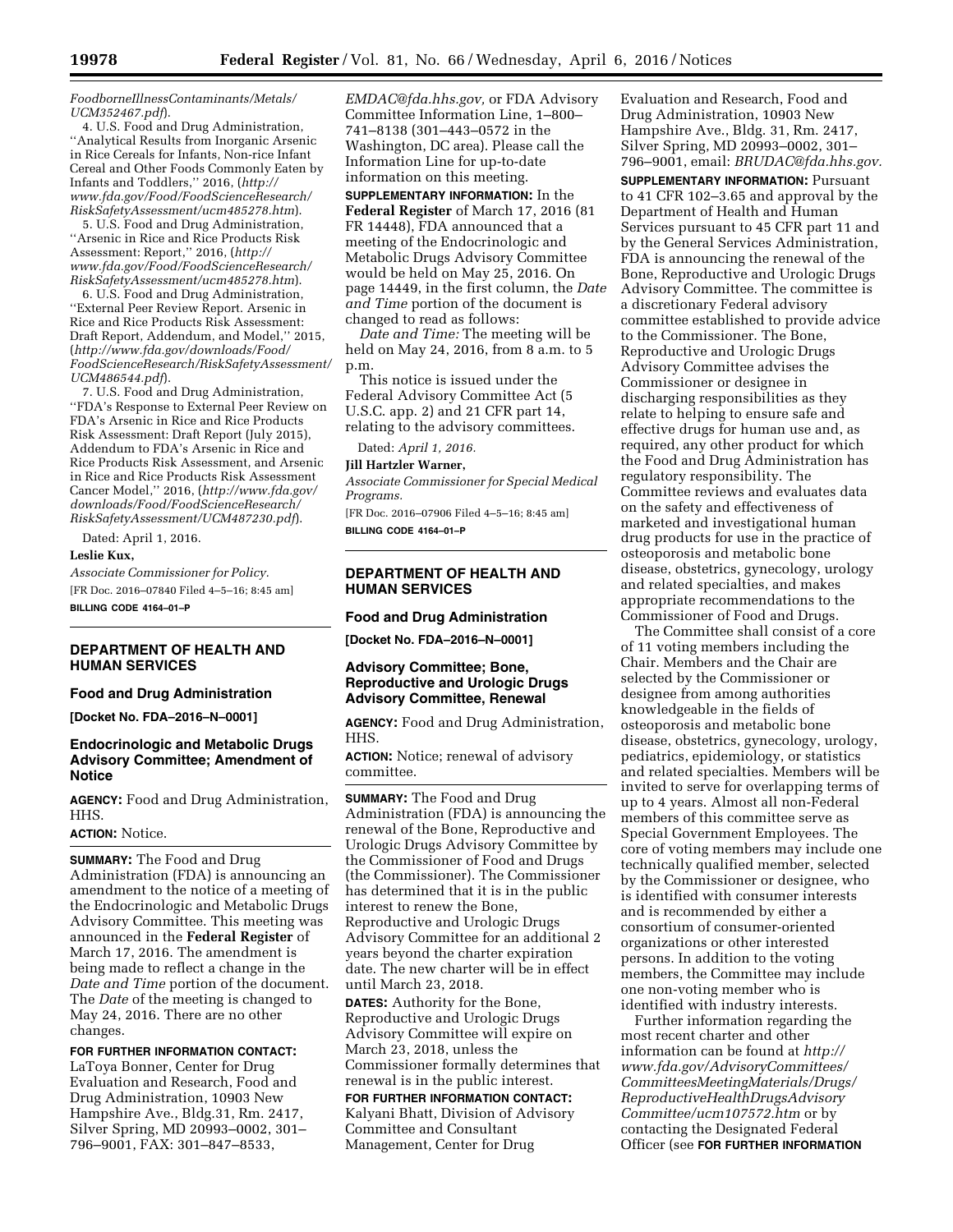FoodborneIllnessContaminants/Metals/UCM352467.pdf*).

4. U.S. Food and Drug Administration, ''Analytical Results from Inorganic Arsenic in Rice Cereals for Infants, Non-rice Infant Cereal and Other Foods Commonly Eaten by Infants and Toddlers,'' 2016, (*http://www.fda.gov/Food/FoodScienceResearch/RiskSafetyAssessment/ucm485278.htm*).

5. U.S. Food and Drug Administration, ''Arsenic in Rice and Rice Products Risk Assessment: Report,'' 2016, (*http://www.fda.gov/Food/FoodScienceResearch/RiskSafetyAssessment/ucm485278.htm*).

6. U.S. Food and Drug Administration, ''External Peer Review Report. Arsenic in Rice and Rice Products Risk Assessment: Draft Report, Addendum, and Model,'' 2015, (*http://www.fda.gov/downloads/Food/FoodScienceResearch/RiskSafetyAssessment/UCM486544.pdf*).

7. U.S. Food and Drug Administration, ''FDA's Response to External Peer Review on FDA's Arsenic in Rice and Rice Products Risk Assessment: Draft Report (July 2015), Addendum to FDA's Arsenic in Rice and Rice Products Risk Assessment, and Arsenic in Rice and Rice Products Risk Assessment Cancer Model,'' 2016, (*http://www.fda.gov/downloads/Food/FoodScienceResearch/RiskSafetyAssessment/UCM487230.pdf*).

Dated: April 1, 2016.

**Leslie Kux,**

*Associate Commissioner for Policy.*

[FR Doc. 2016–07840 Filed 4–5–16; 8:45 am]

**BILLING CODE 4164–01–P**

---

## DEPARTMENT OF HEALTH AND HUMAN SERVICES

### Food and Drug Administration

**[Docket No. FDA–2016–N–0001]**

### Endocrinologic and Metabolic Drugs Advisory Committee; Amendment of Notice

**AGENCY:** Food and Drug Administration, HHS.

**ACTION:** Notice.

**SUMMARY:** The Food and Drug Administration (FDA) is announcing an amendment to the notice of a meeting of the Endocrinologic and Metabolic Drugs Advisory Committee. This meeting was announced in the **Federal Register** of March 17, 2016. The amendment is being made to reflect a change in the *Date and Time* portion of the document. The *Date* of the meeting is changed to May 24, 2016. There are no other changes.

**FOR FURTHER INFORMATION CONTACT:** LaToya Bonner, Center for Drug Evaluation and Research, Food and Drug Administration, 10903 New Hampshire Ave., Bldg.31, Rm. 2417, Silver Spring, MD 20993–0002, 301–796–9001, FAX: 301–847–8533, *EMDAC@fda.hhs.gov,* or FDA Advisory Committee Information Line, 1–800–741–8138 (301–443–0572 in the Washington, DC area). Please call the Information Line for up-to-date information on this meeting.

**SUPPLEMENTARY INFORMATION:** In the **Federal Register** of March 17, 2016 (81 FR 14448), FDA announced that a meeting of the Endocrinologic and Metabolic Drugs Advisory Committee would be held on May 25, 2016. On page 14449, in the first column, the *Date and Time* portion of the document is changed to read as follows:

*Date and Time:* The meeting will be held on May 24, 2016, from 8 a.m. to 5 p.m.

This notice is issued under the Federal Advisory Committee Act (5 U.S.C. app. 2) and 21 CFR part 14, relating to the advisory committees.

Dated: *April 1, 2016.*

**Jill Hartzler Warner,**

*Associate Commissioner for Special Medical Programs.*

[FR Doc. 2016–07906 Filed 4–5–16; 8:45 am]

**BILLING CODE 4164–01–P**

---

## DEPARTMENT OF HEALTH AND HUMAN SERVICES

### Food and Drug Administration

**[Docket No. FDA–2016–N–0001]**

### Advisory Committee; Bone, Reproductive and Urologic Drugs Advisory Committee, Renewal

**AGENCY:** Food and Drug Administration, HHS.

**ACTION:** Notice; renewal of advisory committee.

**SUMMARY:** The Food and Drug Administration (FDA) is announcing the renewal of the Bone, Reproductive and Urologic Drugs Advisory Committee by the Commissioner of Food and Drugs (the Commissioner). The Commissioner has determined that it is in the public interest to renew the Bone, Reproductive and Urologic Drugs Advisory Committee for an additional 2 years beyond the charter expiration date. The new charter will be in effect until March 23, 2018.

**DATES:** Authority for the Bone, Reproductive and Urologic Drugs Advisory Committee will expire on March 23, 2018, unless the Commissioner formally determines that renewal is in the public interest.

**FOR FURTHER INFORMATION CONTACT:** Kalyani Bhatt, Division of Advisory Committee and Consultant Management, Center for Drug Evaluation and Research, Food and Drug Administration, 10903 New Hampshire Ave., Bldg. 31, Rm. 2417, Silver Spring, MD 20993–0002, 301–796–9001, email: *BRUDAC@fda.hhs.gov.*

**SUPPLEMENTARY INFORMATION:** Pursuant to 41 CFR 102–3.65 and approval by the Department of Health and Human Services pursuant to 45 CFR part 11 and by the General Services Administration, FDA is announcing the renewal of the Bone, Reproductive and Urologic Drugs Advisory Committee. The committee is a discretionary Federal advisory committee established to provide advice to the Commissioner. The Bone, Reproductive and Urologic Drugs Advisory Committee advises the Commissioner or designee in discharging responsibilities as they relate to helping to ensure safe and effective drugs for human use and, as required, any other product for which the Food and Drug Administration has regulatory responsibility. The Committee reviews and evaluates data on the safety and effectiveness of marketed and investigational human drug products for use in the practice of osteoporosis and metabolic bone disease, obstetrics, gynecology, urology and related specialties, and makes appropriate recommendations to the Commissioner of Food and Drugs.

The Committee shall consist of a core of 11 voting members including the Chair. Members and the Chair are selected by the Commissioner or designee from among authorities knowledgeable in the fields of osteoporosis and metabolic bone disease, obstetrics, gynecology, urology, pediatrics, epidemiology, or statistics and related specialties. Members will be invited to serve for overlapping terms of up to 4 years. Almost all non-Federal members of this committee serve as Special Government Employees. The core of voting members may include one technically qualified member, selected by the Commissioner or designee, who is identified with consumer interests and is recommended by either a consortium of consumer-oriented organizations or other interested persons. In addition to the voting members, the Committee may include one non-voting member who is identified with industry interests.

Further information regarding the most recent charter and other information can be found at *http://www.fda.gov/AdvisoryCommittees/CommitteesMeetingMaterials/Drugs/ReproductiveHealthDrugsAdvisoryCommittee/ucm107572.htm* or by contacting the Designated Federal Officer (see **FOR FURTHER INFORMATION**